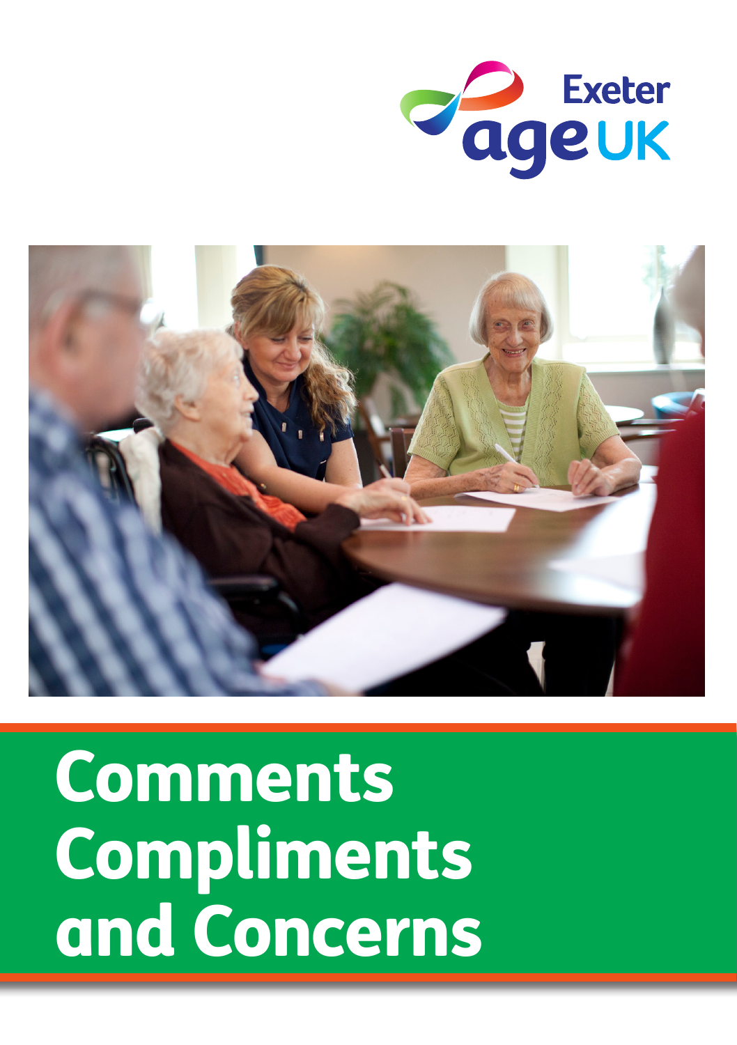Exeter
age UK

# Comments Compliments and Concerns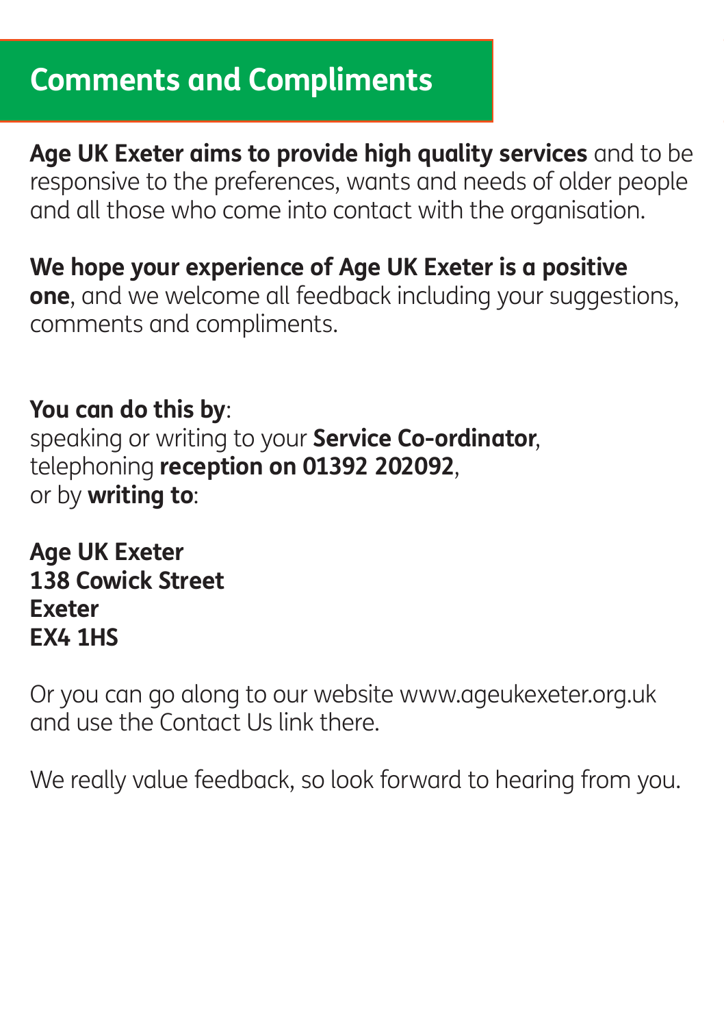# Comments and Compliments

**Age UK Exeter aims to provide high quality services** and to be responsive to the preferences, wants and needs of older people and all those who come into contact with the organisation.

**We hope your experience of Age UK Exeter is a positive one**, and we welcome all feedback including your suggestions, comments and compliments.

**You can do this by**:
speaking or writing to your **Service Co-ordinator**,
telephoning **reception on 01392 202092**,
or by **writing to**:

**Age UK Exeter**
**138 Cowick Street**
**Exeter**
**EX4 1HS**

Or you can go along to our website www.ageukexeter.org.uk and use the Contact Us link there.

We really value feedback, so look forward to hearing from you.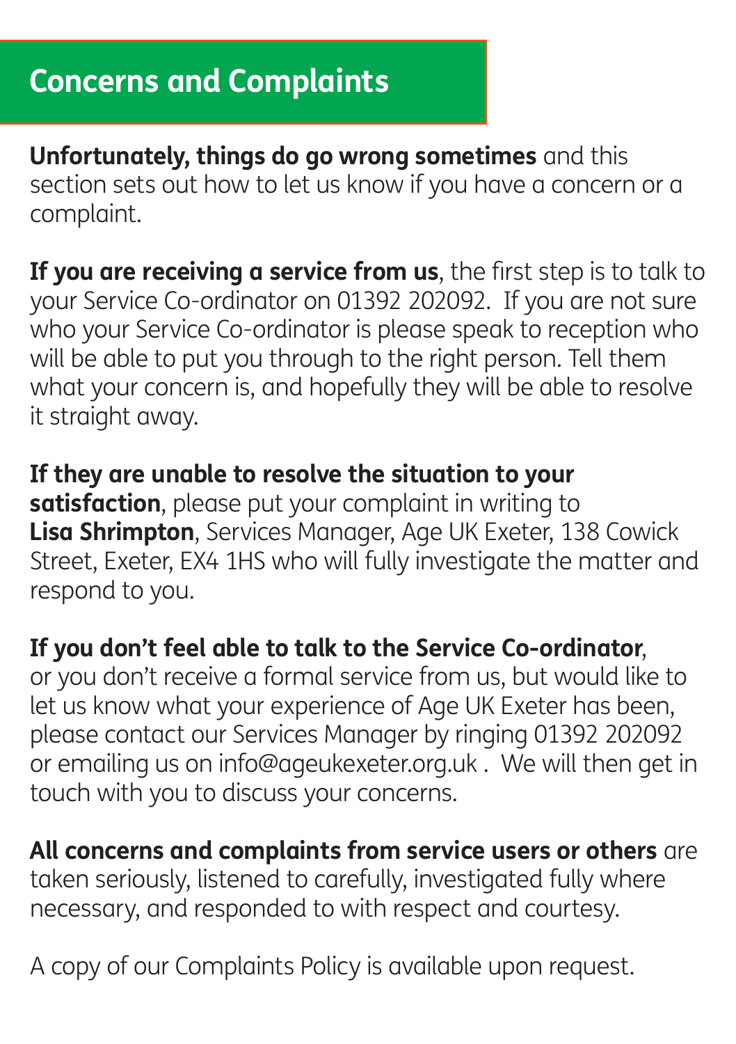# Concerns and Complaints

**Unfortunately, things do go wrong sometimes** and this section sets out how to let us know if you have a concern or a complaint.

**If you are receiving a service from us**, the first step is to talk to your Service Co-ordinator on 01392 202092. If you are not sure who your Service Co-ordinator is please speak to reception who will be able to put you through to the right person. Tell them what your concern is, and hopefully they will be able to resolve it straight away.

**If they are unable to resolve the situation to your satisfaction**, please put your complaint in writing to **Lisa Shrimpton**, Services Manager, Age UK Exeter, 138 Cowick Street, Exeter, EX4 1HS who will fully investigate the matter and respond to you.

**If you don't feel able to talk to the Service Co-ordinator**, or you don't receive a formal service from us, but would like to let us know what your experience of Age UK Exeter has been, please contact our Services Manager by ringing 01392 202092 or emailing us on info@ageukexeter.org.uk . We will then get in touch with you to discuss your concerns.

**All concerns and complaints from service users or others** are taken seriously, listened to carefully, investigated fully where necessary, and responded to with respect and courtesy.

A copy of our Complaints Policy is available upon request.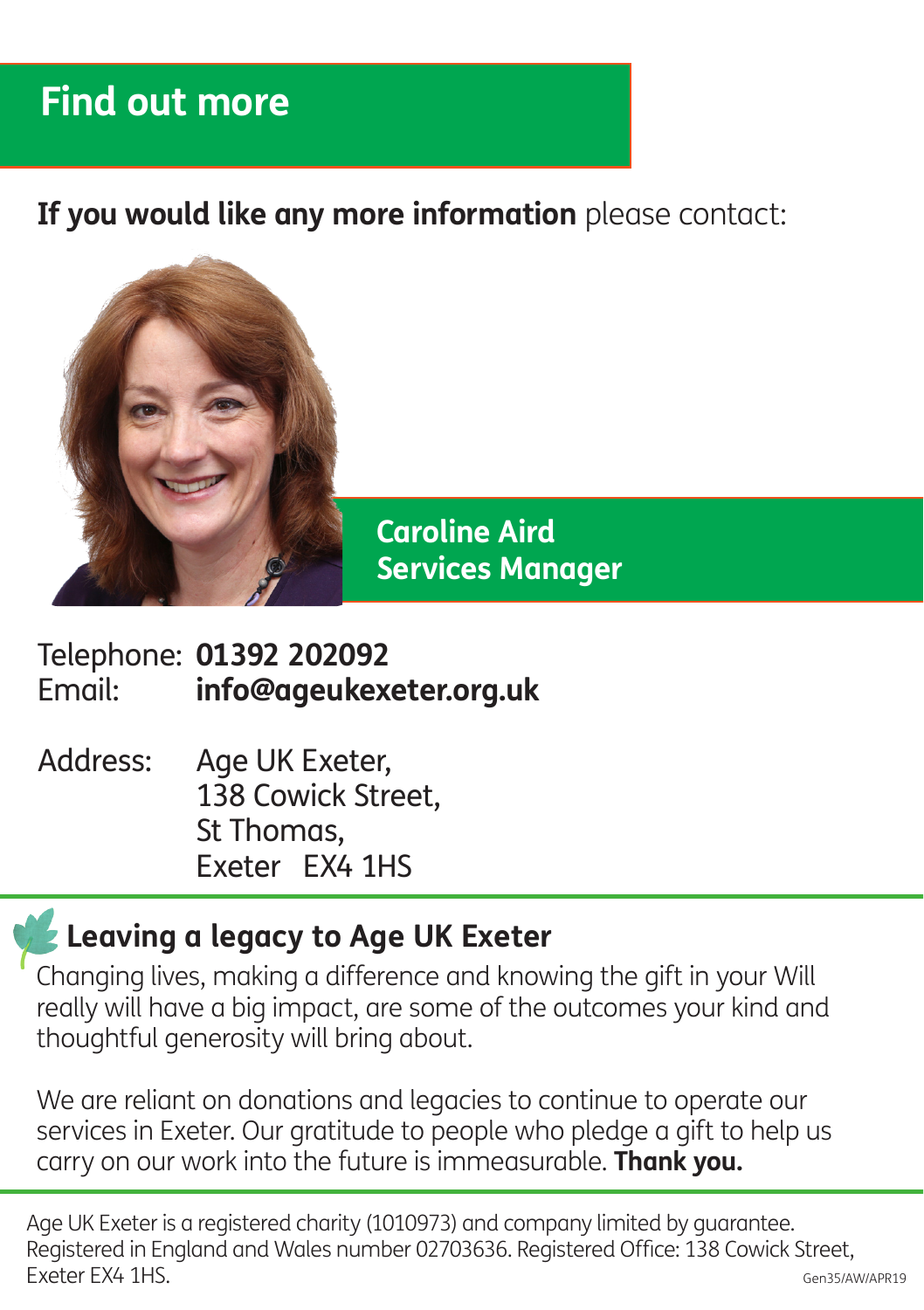## Find out more

**If you would like any more information** please contact:

**Caroline Aird**
**Services Manager**

Telephone: **01392 202092**
Email: **info@ageukexeter.org.uk**

Address: Age UK Exeter,
138 Cowick Street,
St Thomas,
Exeter EX4 1HS

### Leaving a legacy to Age UK Exeter

Changing lives, making a difference and knowing the gift in your Will really will have a big impact, are some of the outcomes your kind and thoughtful generosity will bring about.

We are reliant on donations and legacies to continue to operate our services in Exeter. Our gratitude to people who pledge a gift to help us carry on our work into the future is immeasurable. **Thank you.**

Age UK Exeter is a registered charity (1010973) and company limited by guarantee. Registered in England and Wales number 02703636. Registered Office: 138 Cowick Street, Exeter EX4 1HS.

Gen35/AW/APR19